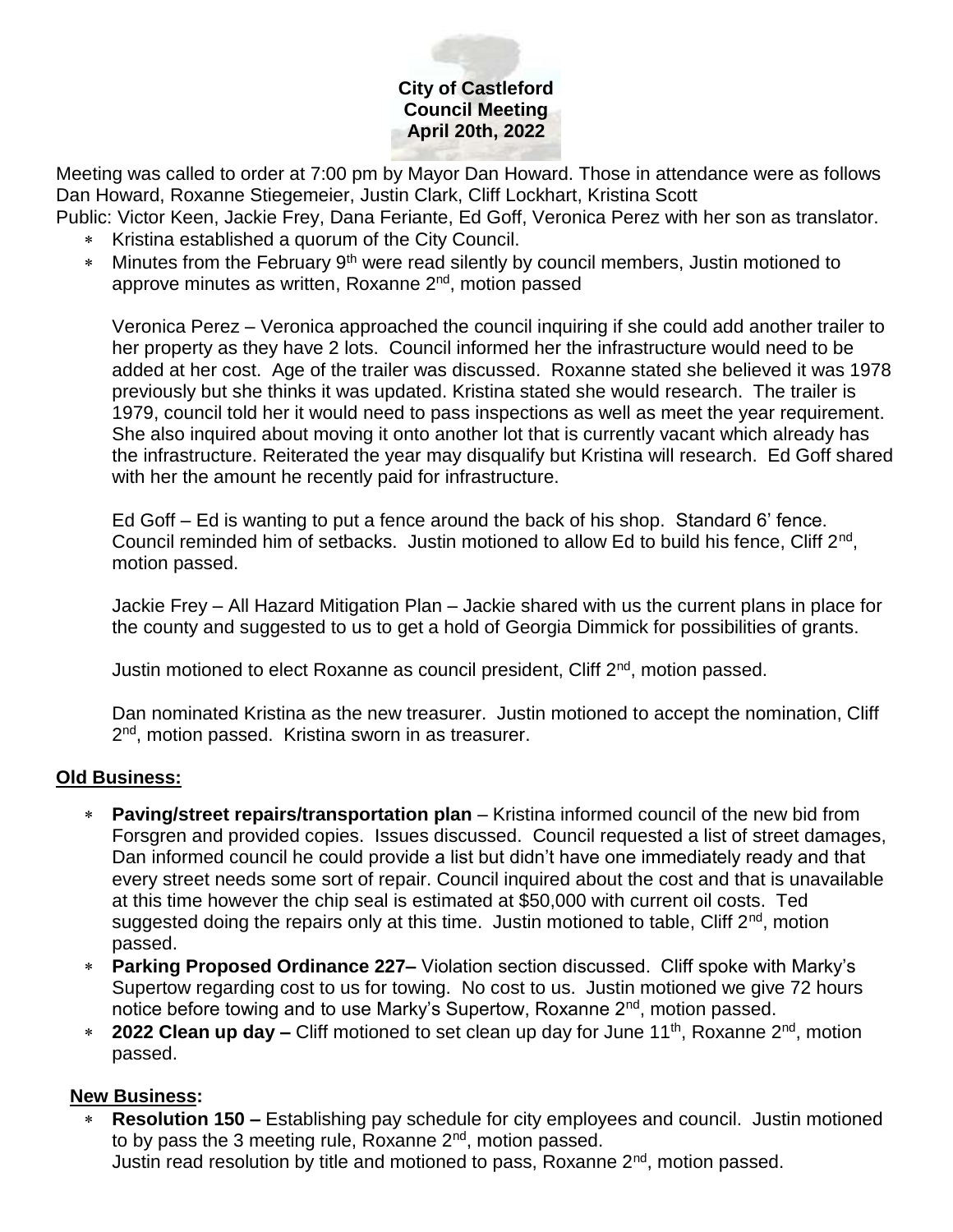**City of Castleford**
**Council Meeting**
**April 20th, 2022**

Meeting was called to order at 7:00 pm by Mayor Dan Howard. Those in attendance were as follows Dan Howard, Roxanne Stiegemeier, Justin Clark, Cliff Lockhart, Kristina Scott
Public: Victor Keen, Jackie Frey, Dana Feriante, Ed Goff, Veronica Perez with her son as translator.

- Kristina established a quorum of the City Council.
- Minutes from the February 9th were read silently by council members, Justin motioned to approve minutes as written, Roxanne 2nd, motion passed

  Veronica Perez – Veronica approached the council inquiring if she could add another trailer to her property as they have 2 lots. Council informed her the infrastructure would need to be added at her cost. Age of the trailer was discussed. Roxanne stated she believed it was 1978 previously but she thinks it was updated. Kristina stated she would research. The trailer is 1979, council told her it would need to pass inspections as well as meet the year requirement. She also inquired about moving it onto another lot that is currently vacant which already has the infrastructure. Reiterated the year may disqualify but Kristina will research. Ed Goff shared with her the amount he recently paid for infrastructure.

  Ed Goff – Ed is wanting to put a fence around the back of his shop. Standard 6' fence. Council reminded him of setbacks. Justin motioned to allow Ed to build his fence, Cliff 2nd, motion passed.

  Jackie Frey – All Hazard Mitigation Plan – Jackie shared with us the current plans in place for the county and suggested to us to get a hold of Georgia Dimmick for possibilities of grants.

  Justin motioned to elect Roxanne as council president, Cliff 2nd, motion passed.

  Dan nominated Kristina as the new treasurer. Justin motioned to accept the nomination, Cliff 2nd, motion passed. Kristina sworn in as treasurer.

## Old Business:

- **Paving/street repairs/transportation plan** – Kristina informed council of the new bid from Forsgren and provided copies. Issues discussed. Council requested a list of street damages, Dan informed council he could provide a list but didn't have one immediately ready and that every street needs some sort of repair. Council inquired about the cost and that is unavailable at this time however the chip seal is estimated at $50,000 with current oil costs. Ted suggested doing the repairs only at this time. Justin motioned to table, Cliff 2nd, motion passed.
- **Parking Proposed Ordinance 227–** Violation section discussed. Cliff spoke with Marky's Supertow regarding cost to us for towing. No cost to us. Justin motioned we give 72 hours notice before towing and to use Marky's Supertow, Roxanne 2nd, motion passed.
- **2022 Clean up day –** Cliff motioned to set clean up day for June 11th, Roxanne 2nd, motion passed.

## New Business:

- **Resolution 150 –** Establishing pay schedule for city employees and council. Justin motioned to by pass the 3 meeting rule, Roxanne 2nd, motion passed.
  Justin read resolution by title and motioned to pass, Roxanne 2nd, motion passed.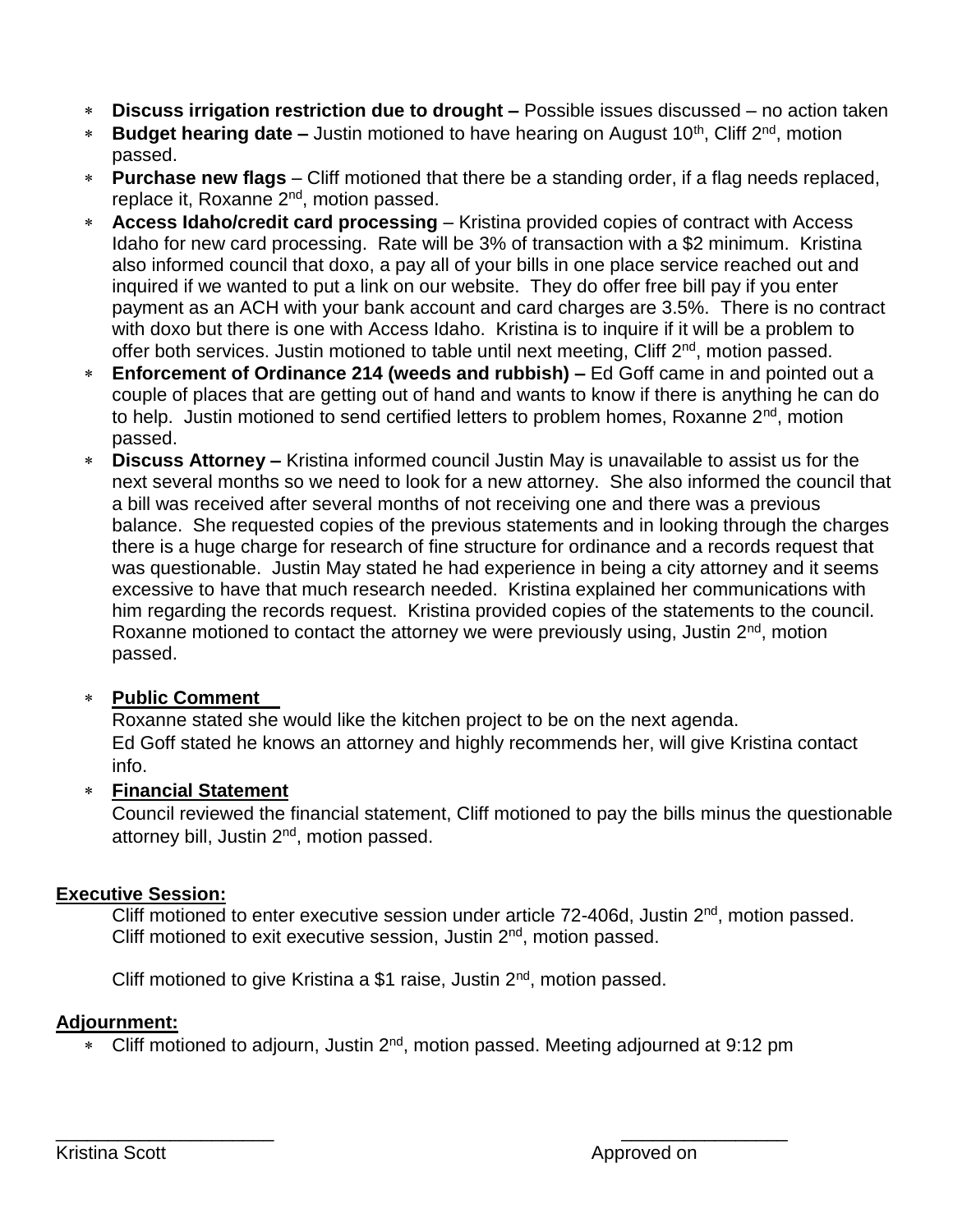- **Discuss irrigation restriction due to drought –** Possible issues discussed – no action taken
- **Budget hearing date –** Justin motioned to have hearing on August 10th, Cliff 2nd, motion passed.
- **Purchase new flags** – Cliff motioned that there be a standing order, if a flag needs replaced, replace it, Roxanne 2nd, motion passed.
- **Access Idaho/credit card processing** – Kristina provided copies of contract with Access Idaho for new card processing. Rate will be 3% of transaction with a $2 minimum. Kristina also informed council that doxo, a pay all of your bills in one place service reached out and inquired if we wanted to put a link on our website. They do offer free bill pay if you enter payment as an ACH with your bank account and card charges are 3.5%. There is no contract with doxo but there is one with Access Idaho. Kristina is to inquire if it will be a problem to offer both services. Justin motioned to table until next meeting, Cliff 2nd, motion passed.
- **Enforcement of Ordinance 214 (weeds and rubbish) –** Ed Goff came in and pointed out a couple of places that are getting out of hand and wants to know if there is anything he can do to help. Justin motioned to send certified letters to problem homes, Roxanne 2nd, motion passed.
- **Discuss Attorney –** Kristina informed council Justin May is unavailable to assist us for the next several months so we need to look for a new attorney. She also informed the council that a bill was received after several months of not receiving one and there was a previous balance. She requested copies of the previous statements and in looking through the charges there is a huge charge for research of fine structure for ordinance and a records request that was questionable. Justin May stated he had experience in being a city attorney and it seems excessive to have that much research needed. Kristina explained her communications with him regarding the records request. Kristina provided copies of the statements to the council. Roxanne motioned to contact the attorney we were previously using, Justin 2nd, motion passed.

- **Public Comment**

  Roxanne stated she would like the kitchen project to be on the next agenda.
  Ed Goff stated he knows an attorney and highly recommends her, will give Kristina contact info.
- **Financial Statement**

  Council reviewed the financial statement, Cliff motioned to pay the bills minus the questionable attorney bill, Justin 2nd, motion passed.

**Executive Session:**

Cliff motioned to enter executive session under article 72-406d, Justin 2nd, motion passed.
Cliff motioned to exit executive session, Justin 2nd, motion passed.

Cliff motioned to give Kristina a $1 raise, Justin 2nd, motion passed.

**Adjournment:**

- Cliff motioned to adjourn, Justin 2nd, motion passed. Meeting adjourned at 9:12 pm

_____________________ _________________

Kristina Scott Approved on